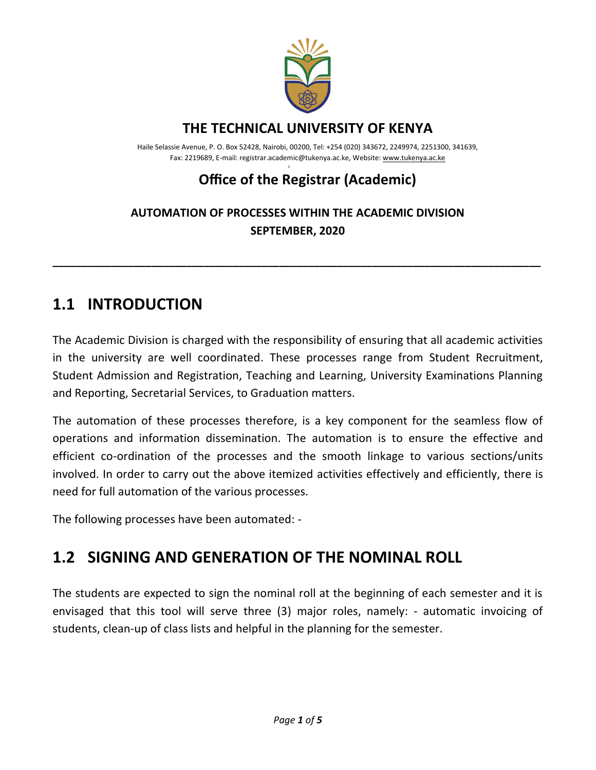# THE TECHNICAL UNIVERSITY OF KENYA

Haile Selassie Avenue, P. O. Box 52428, Nairobi, 00200, Tel: +254 (020) 343672, 2249974, 2251300, 341639, Fax: 2219689, E-mail: registrar.academic@tukenya.ac.ke, Website: www.tukenya.ac.ke

## Office of the Registrar (Academic)

**AUTOMATION OF PROCESSES WITHIN THE ACADEMIC DIVISION**
**SEPTEMBER, 2020**

---

## 1.1 INTRODUCTION

The Academic Division is charged with the responsibility of ensuring that all academic activities in the university are well coordinated. These processes range from Student Recruitment, Student Admission and Registration, Teaching and Learning, University Examinations Planning and Reporting, Secretarial Services, to Graduation matters.

The automation of these processes therefore, is a key component for the seamless flow of operations and information dissemination. The automation is to ensure the effective and efficient co-ordination of the processes and the smooth linkage to various sections/units involved. In order to carry out the above itemized activities effectively and efficiently, there is need for full automation of the various processes.

The following processes have been automated: -

## 1.2 SIGNING AND GENERATION OF THE NOMINAL ROLL

The students are expected to sign the nominal roll at the beginning of each semester and it is envisaged that this tool will serve three (3) major roles, namely: - automatic invoicing of students, clean-up of class lists and helpful in the planning for the semester.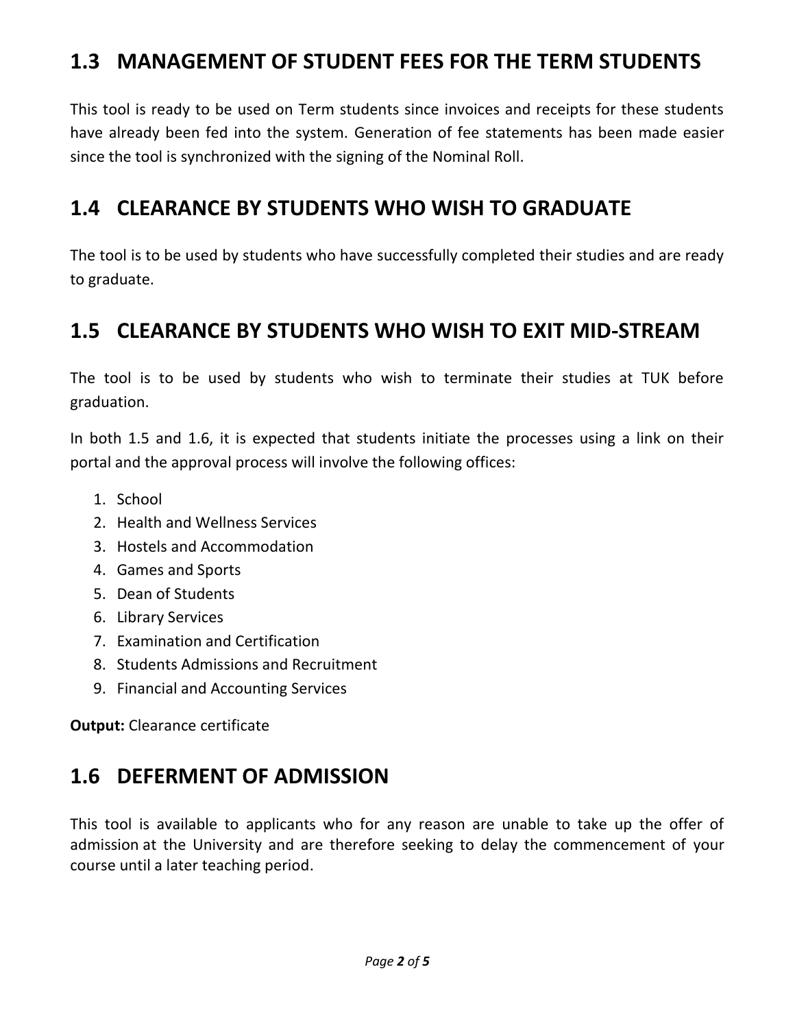## 1.3 MANAGEMENT OF STUDENT FEES FOR THE TERM STUDENTS

This tool is ready to be used on Term students since invoices and receipts for these students have already been fed into the system. Generation of fee statements has been made easier since the tool is synchronized with the signing of the Nominal Roll.

## 1.4 CLEARANCE BY STUDENTS WHO WISH TO GRADUATE

The tool is to be used by students who have successfully completed their studies and are ready to graduate.

## 1.5 CLEARANCE BY STUDENTS WHO WISH TO EXIT MID-STREAM

The tool is to be used by students who wish to terminate their studies at TUK before graduation.

In both 1.5 and 1.6, it is expected that students initiate the processes using a link on their portal and the approval process will involve the following offices:

1. School
2. Health and Wellness Services
3. Hostels and Accommodation
4. Games and Sports
5. Dean of Students
6. Library Services
7. Examination and Certification
8. Students Admissions and Recruitment
9. Financial and Accounting Services

**Output:** Clearance certificate

## 1.6 DEFERMENT OF ADMISSION

This tool is available to applicants who for any reason are unable to take up the offer of admission at the University and are therefore seeking to delay the commencement of your course until a later teaching period.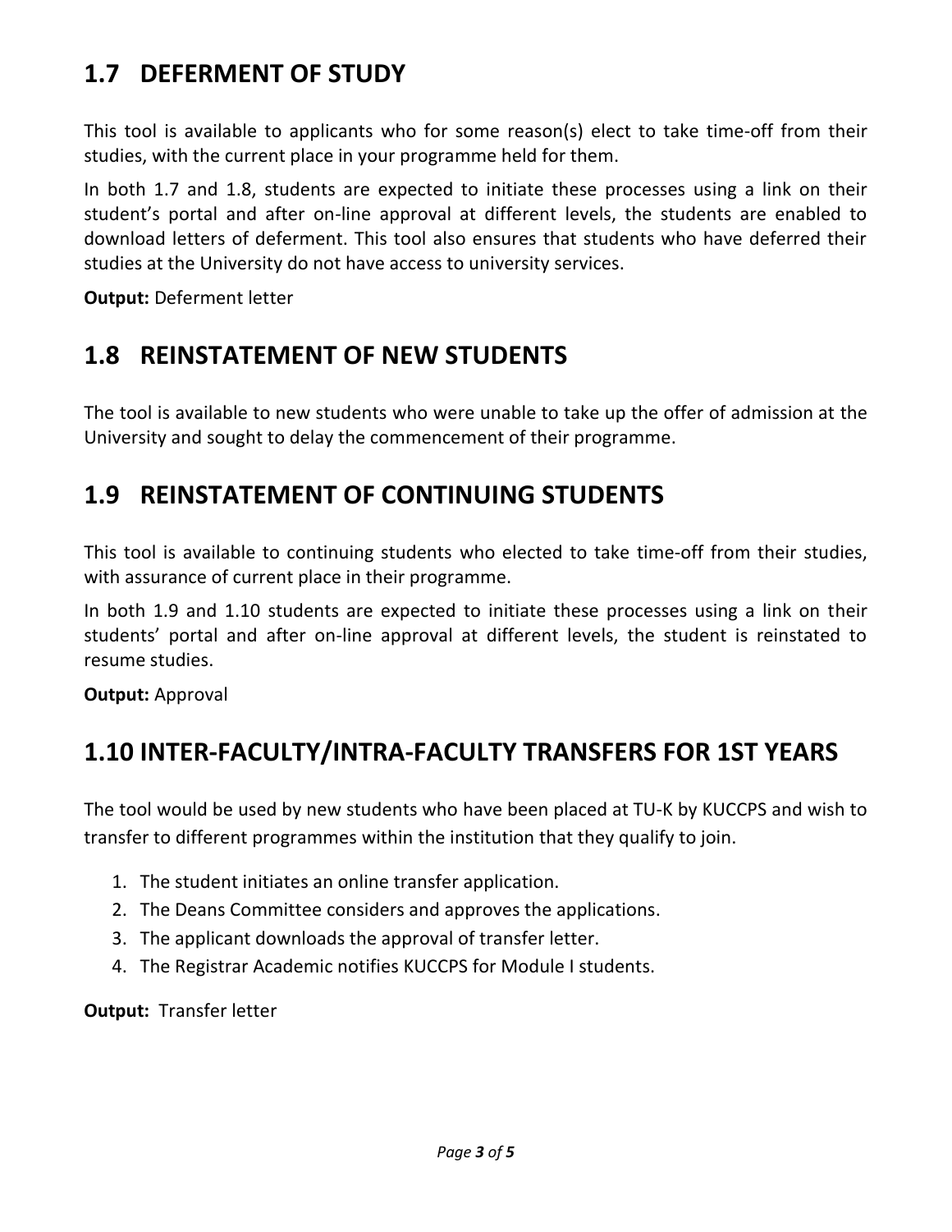## 1.7 DEFERMENT OF STUDY

This tool is available to applicants who for some reason(s) elect to take time-off from their studies, with the current place in your programme held for them.

In both 1.7 and 1.8, students are expected to initiate these processes using a link on their student's portal and after on-line approval at different levels, the students are enabled to download letters of deferment. This tool also ensures that students who have deferred their studies at the University do not have access to university services.

**Output:** Deferment letter

## 1.8 REINSTATEMENT OF NEW STUDENTS

The tool is available to new students who were unable to take up the offer of admission at the University and sought to delay the commencement of their programme.

## 1.9 REINSTATEMENT OF CONTINUING STUDENTS

This tool is available to continuing students who elected to take time-off from their studies, with assurance of current place in their programme.

In both 1.9 and 1.10 students are expected to initiate these processes using a link on their students' portal and after on-line approval at different levels, the student is reinstated to resume studies.

**Output:** Approval

## 1.10 INTER-FACULTY/INTRA-FACULTY TRANSFERS FOR 1ST YEARS

The tool would be used by new students who have been placed at TU-K by KUCCPS and wish to transfer to different programmes within the institution that they qualify to join.

1. The student initiates an online transfer application.
2. The Deans Committee considers and approves the applications.
3. The applicant downloads the approval of transfer letter.
4. The Registrar Academic notifies KUCCPS for Module I students.

**Output:** Transfer letter